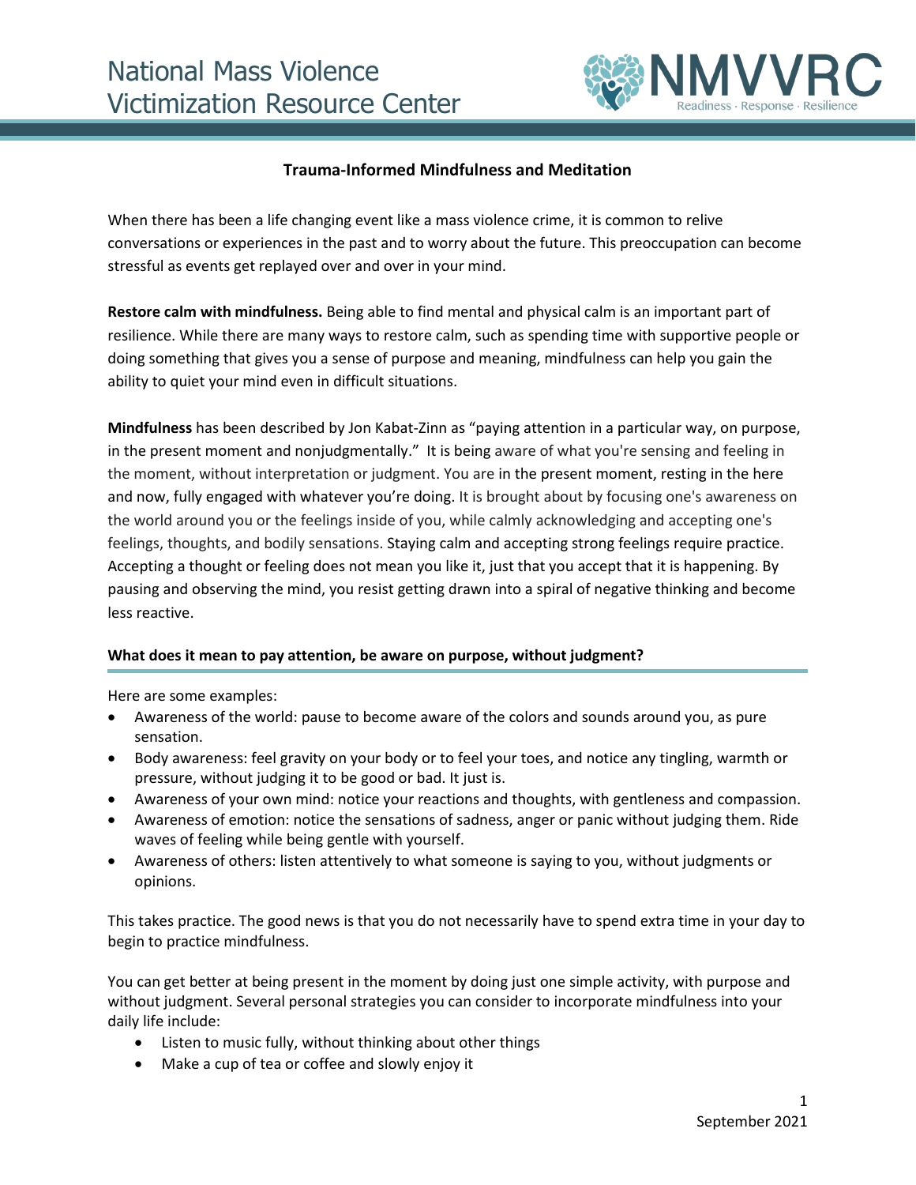National Mass Violence Victimization Resource Center

# Trauma-Informed Mindfulness and Meditation

When there has been a life changing event like a mass violence crime, it is common to relive conversations or experiences in the past and to worry about the future. This preoccupation can become stressful as events get replayed over and over in your mind.

**Restore calm with mindfulness.** Being able to find mental and physical calm is an important part of resilience. While there are many ways to restore calm, such as spending time with supportive people or doing something that gives you a sense of purpose and meaning, mindfulness can help you gain the ability to quiet your mind even in difficult situations.

**Mindfulness** has been described by Jon Kabat-Zinn as "paying attention in a particular way, on purpose, in the present moment and nonjudgmentally." It is being aware of what you're sensing and feeling in the moment, without interpretation or judgment. You are in the present moment, resting in the here and now, fully engaged with whatever you're doing. It is brought about by focusing one's awareness on the world around you or the feelings inside of you, while calmly acknowledging and accepting one's feelings, thoughts, and bodily sensations. Staying calm and accepting strong feelings require practice. Accepting a thought or feeling does not mean you like it, just that you accept that it is happening. By pausing and observing the mind, you resist getting drawn into a spiral of negative thinking and become less reactive.

## What does it mean to pay attention, be aware on purpose, without judgment?

Here are some examples:

- Awareness of the world: pause to become aware of the colors and sounds around you, as pure sensation.
- Body awareness: feel gravity on your body or to feel your toes, and notice any tingling, warmth or pressure, without judging it to be good or bad. It just is.
- Awareness of your own mind: notice your reactions and thoughts, with gentleness and compassion.
- Awareness of emotion: notice the sensations of sadness, anger or panic without judging them. Ride waves of feeling while being gentle with yourself.
- Awareness of others: listen attentively to what someone is saying to you, without judgments or opinions.

This takes practice. The good news is that you do not necessarily have to spend extra time in your day to begin to practice mindfulness.

You can get better at being present in the moment by doing just one simple activity, with purpose and without judgment. Several personal strategies you can consider to incorporate mindfulness into your daily life include:

- Listen to music fully, without thinking about other things
- Make a cup of tea or coffee and slowly enjoy it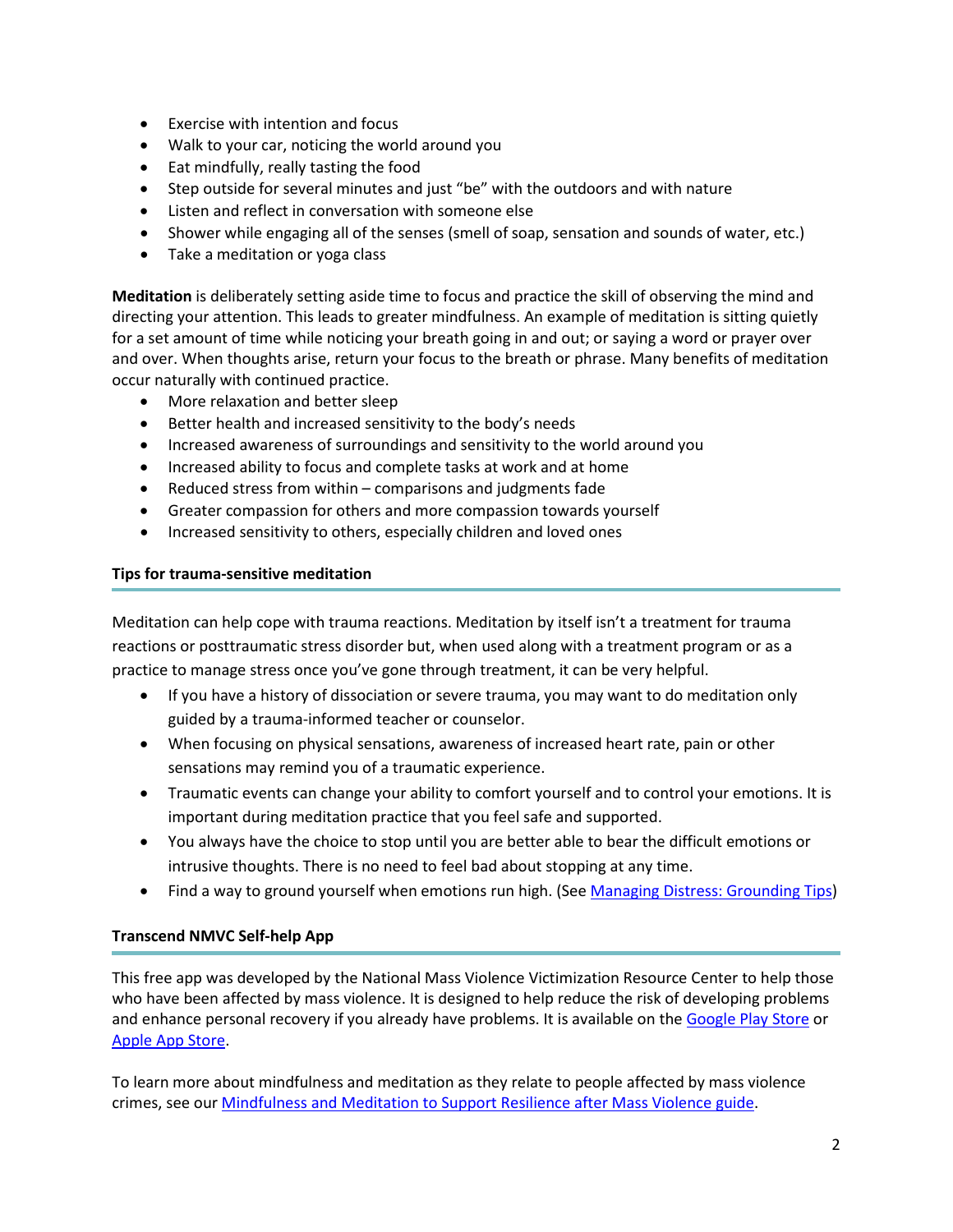- Exercise with intention and focus
- Walk to your car, noticing the world around you
- Eat mindfully, really tasting the food
- Step outside for several minutes and just "be" with the outdoors and with nature
- Listen and reflect in conversation with someone else
- Shower while engaging all of the senses (smell of soap, sensation and sounds of water, etc.)
- Take a meditation or yoga class

**Meditation** is deliberately setting aside time to focus and practice the skill of observing the mind and directing your attention. This leads to greater mindfulness. An example of meditation is sitting quietly for a set amount of time while noticing your breath going in and out; or saying a word or prayer over and over. When thoughts arise, return your focus to the breath or phrase. Many benefits of meditation occur naturally with continued practice.

- More relaxation and better sleep
- Better health and increased sensitivity to the body's needs
- Increased awareness of surroundings and sensitivity to the world around you
- Increased ability to focus and complete tasks at work and at home
- Reduced stress from within – comparisons and judgments fade
- Greater compassion for others and more compassion towards yourself
- Increased sensitivity to others, especially children and loved ones

### Tips for trauma-sensitive meditation

Meditation can help cope with trauma reactions. Meditation by itself isn't a treatment for trauma reactions or posttraumatic stress disorder but, when used along with a treatment program or as a practice to manage stress once you've gone through treatment, it can be very helpful.

- If you have a history of dissociation or severe trauma, you may want to do meditation only guided by a trauma-informed teacher or counselor.
- When focusing on physical sensations, awareness of increased heart rate, pain or other sensations may remind you of a traumatic experience.
- Traumatic events can change your ability to comfort yourself and to control your emotions. It is important during meditation practice that you feel safe and supported.
- You always have the choice to stop until you are better able to bear the difficult emotions or intrusive thoughts. There is no need to feel bad about stopping at any time.
- Find a way to ground yourself when emotions run high. (See Managing Distress: Grounding Tips)

### Transcend NMVC Self-help App

This free app was developed by the National Mass Violence Victimization Resource Center to help those who have been affected by mass violence. It is designed to help reduce the risk of developing problems and enhance personal recovery if you already have problems. It is available on the Google Play Store or Apple App Store.

To learn more about mindfulness and meditation as they relate to people affected by mass violence crimes, see our Mindfulness and Meditation to Support Resilience after Mass Violence guide.